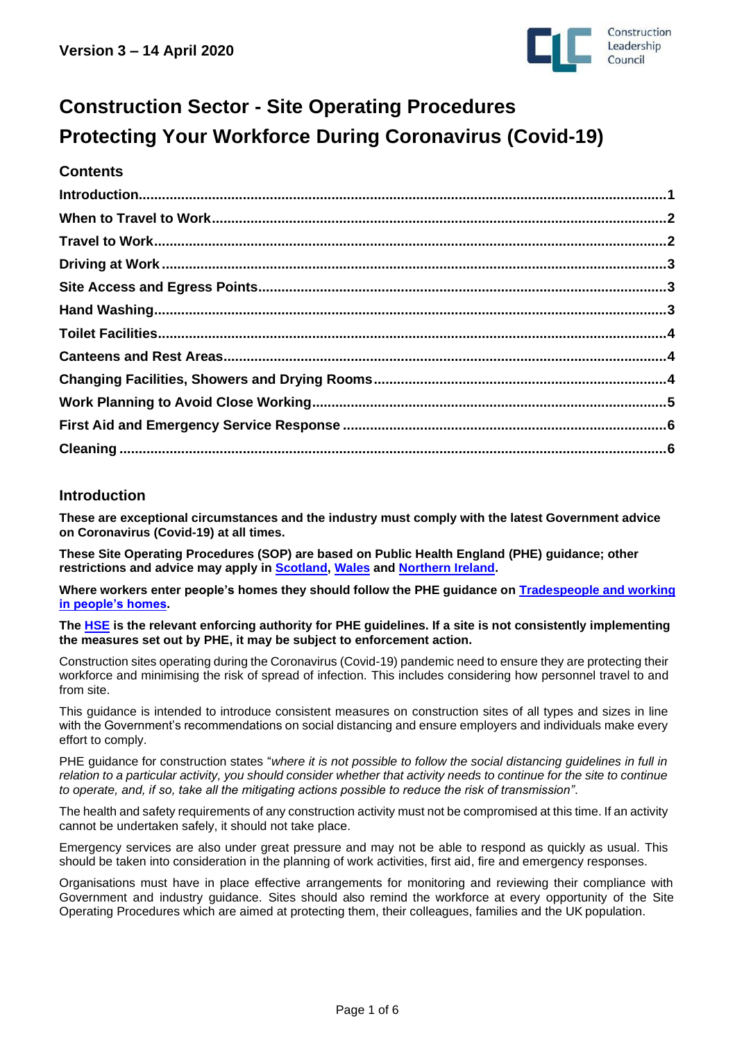**Version 3 – 14 April 2020**

# Construction Sector - Site Operating Procedures
# Protecting Your Workforce During Coronavirus (Covid-19)

## Contents

**Introduction...1**
**When to Travel to Work...2**
**Travel to Work...2**
**Driving at Work...3**
**Site Access and Egress Points...3**
**Hand Washing...3**
**Toilet Facilities...4**
**Canteens and Rest Areas...4**
**Changing Facilities, Showers and Drying Rooms...4**
**Work Planning to Avoid Close Working...5**
**First Aid and Emergency Service Response...6**
**Cleaning...6**

## Introduction

**These are exceptional circumstances and the industry must comply with the latest Government advice on Coronavirus (Covid-19) at all times.**

**These Site Operating Procedures (SOP) are based on Public Health England (PHE) guidance; other restrictions and advice may apply in Scotland, Wales and Northern Ireland.**

**Where workers enter people's homes they should follow the PHE guidance on Tradespeople and working in people's homes.**

**The HSE is the relevant enforcing authority for PHE guidelines. If a site is not consistently implementing the measures set out by PHE, it may be subject to enforcement action.**

Construction sites operating during the Coronavirus (Covid-19) pandemic need to ensure they are protecting their workforce and minimising the risk of spread of infection. This includes considering how personnel travel to and from site.

This guidance is intended to introduce consistent measures on construction sites of all types and sizes in line with the Government's recommendations on social distancing and ensure employers and individuals make every effort to comply.

PHE guidance for construction states "*where it is not possible to follow the social distancing guidelines in full in relation to a particular activity, you should consider whether that activity needs to continue for the site to continue to operate, and, if so, take all the mitigating actions possible to reduce the risk of transmission*".

The health and safety requirements of any construction activity must not be compromised at this time. If an activity cannot be undertaken safely, it should not take place.

Emergency services are also under great pressure and may not be able to respond as quickly as usual. This should be taken into consideration in the planning of work activities, first aid, fire and emergency responses.

Organisations must have in place effective arrangements for monitoring and reviewing their compliance with Government and industry guidance. Sites should also remind the workforce at every opportunity of the Site Operating Procedures which are aimed at protecting them, their colleagues, families and the UK population.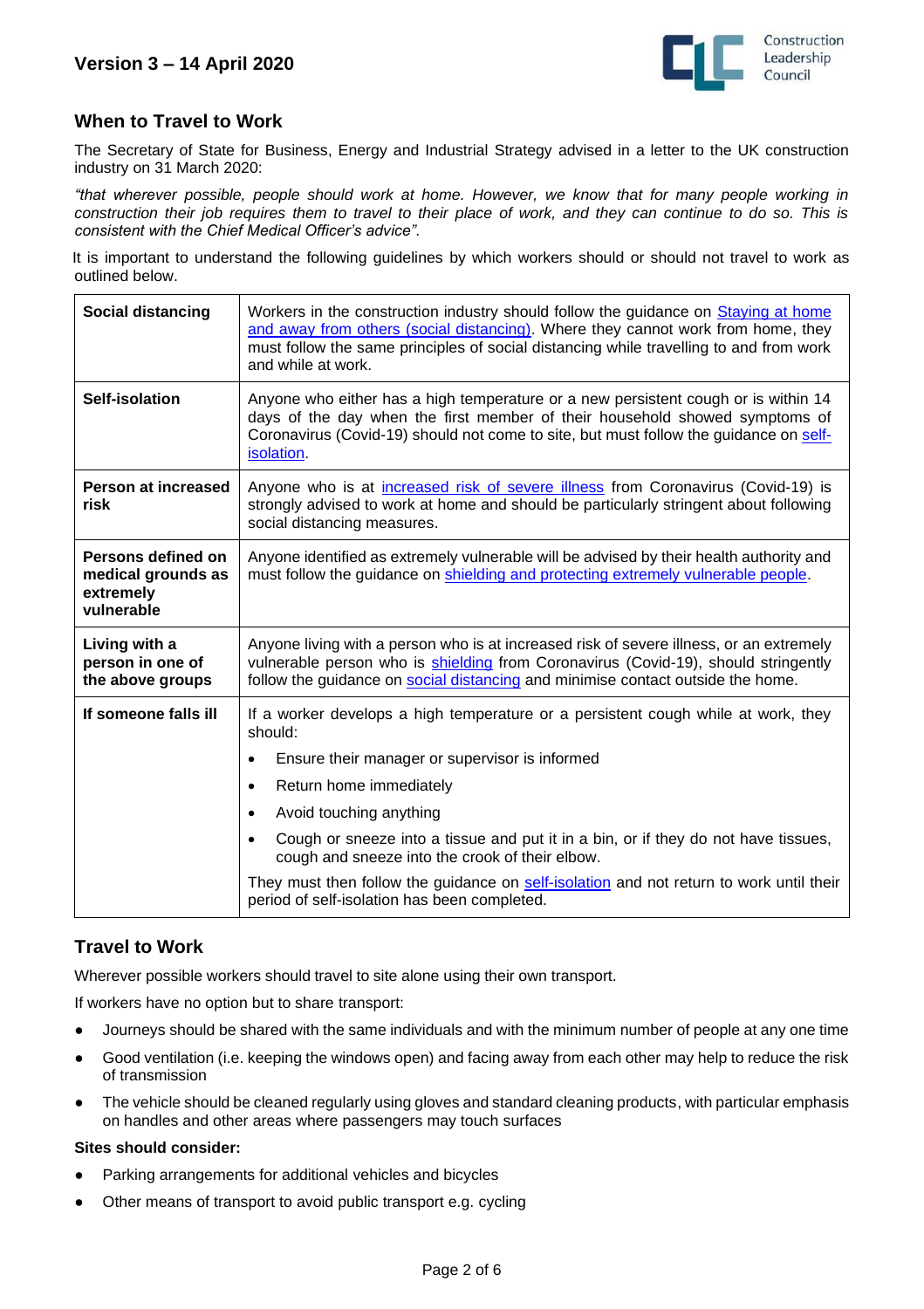## When to Travel to Work

The Secretary of State for Business, Energy and Industrial Strategy advised in a letter to the UK construction industry on 31 March 2020:

*"that wherever possible, people should work at home. However, we know that for many people working in construction their job requires them to travel to their place of work, and they can continue to do so. This is consistent with the Chief Medical Officer's advice".*

It is important to understand the following guidelines by which workers should or should not travel to work as outlined below.

| | |
|---|---|
| **Social distancing** | Workers in the construction industry should follow the guidance on Staying at home and away from others (social distancing). Where they cannot work from home, they must follow the same principles of social distancing while travelling to and from work and while at work. |
| **Self-isolation** | Anyone who either has a high temperature or a new persistent cough or is within 14 days of the day when the first member of their household showed symptoms of Coronavirus (Covid-19) should not come to site, but must follow the guidance on self-isolation. |
| **Person at increased risk** | Anyone who is at increased risk of severe illness from Coronavirus (Covid-19) is strongly advised to work at home and should be particularly stringent about following social distancing measures. |
| **Persons defined on medical grounds as extremely vulnerable** | Anyone identified as extremely vulnerable will be advised by their health authority and must follow the guidance on shielding and protecting extremely vulnerable people. |
| **Living with a person in one of the above groups** | Anyone living with a person who is at increased risk of severe illness, or an extremely vulnerable person who is shielding from Coronavirus (Covid-19), should stringently follow the guidance on social distancing and minimise contact outside the home. |
| **If someone falls ill** | If a worker develops a high temperature or a persistent cough while at work, they should:<br>• Ensure their manager or supervisor is informed<br>• Return home immediately<br>• Avoid touching anything<br>• Cough or sneeze into a tissue and put it in a bin, or if they do not have tissues, cough and sneeze into the crook of their elbow.<br>They must then follow the guidance on self-isolation and not return to work until their period of self-isolation has been completed. |

## Travel to Work

Wherever possible workers should travel to site alone using their own transport.

If workers have no option but to share transport:

- Journeys should be shared with the same individuals and with the minimum number of people at any one time
- Good ventilation (i.e. keeping the windows open) and facing away from each other may help to reduce the risk of transmission
- The vehicle should be cleaned regularly using gloves and standard cleaning products, with particular emphasis on handles and other areas where passengers may touch surfaces

**Sites should consider:**

- Parking arrangements for additional vehicles and bicycles
- Other means of transport to avoid public transport e.g. cycling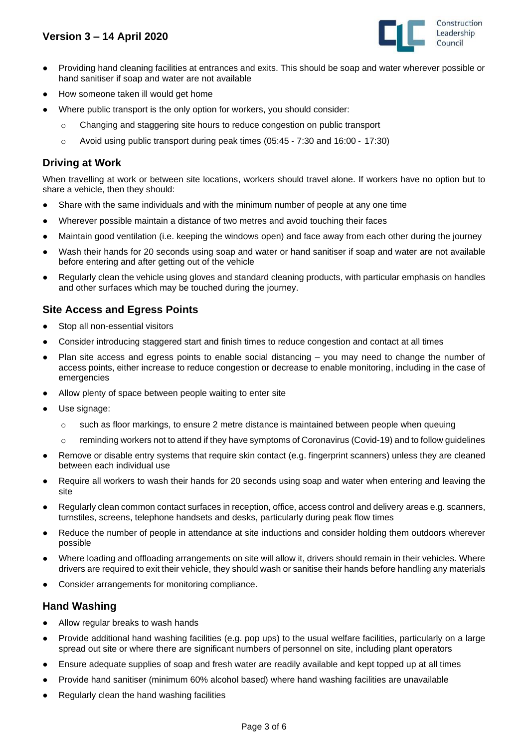- Providing hand cleaning facilities at entrances and exits. This should be soap and water wherever possible or hand sanitiser if soap and water are not available
- How someone taken ill would get home
- Where public transport is the only option for workers, you should consider:
  - Changing and staggering site hours to reduce congestion on public transport
  - Avoid using public transport during peak times (05:45 - 7:30 and 16:00 - 17:30)

## Driving at Work

When travelling at work or between site locations, workers should travel alone. If workers have no option but to share a vehicle, then they should:

- Share with the same individuals and with the minimum number of people at any one time
- Wherever possible maintain a distance of two metres and avoid touching their faces
- Maintain good ventilation (i.e. keeping the windows open) and face away from each other during the journey
- Wash their hands for 20 seconds using soap and water or hand sanitiser if soap and water are not available before entering and after getting out of the vehicle
- Regularly clean the vehicle using gloves and standard cleaning products, with particular emphasis on handles and other surfaces which may be touched during the journey.

## Site Access and Egress Points

- Stop all non-essential visitors
- Consider introducing staggered start and finish times to reduce congestion and contact at all times
- Plan site access and egress points to enable social distancing – you may need to change the number of access points, either increase to reduce congestion or decrease to enable monitoring, including in the case of emergencies
- Allow plenty of space between people waiting to enter site
- Use signage:
  - such as floor markings, to ensure 2 metre distance is maintained between people when queuing
  - reminding workers not to attend if they have symptoms of Coronavirus (Covid-19) and to follow guidelines
- Remove or disable entry systems that require skin contact (e.g. fingerprint scanners) unless they are cleaned between each individual use
- Require all workers to wash their hands for 20 seconds using soap and water when entering and leaving the site
- Regularly clean common contact surfaces in reception, office, access control and delivery areas e.g. scanners, turnstiles, screens, telephone handsets and desks, particularly during peak flow times
- Reduce the number of people in attendance at site inductions and consider holding them outdoors wherever possible
- Where loading and offloading arrangements on site will allow it, drivers should remain in their vehicles. Where drivers are required to exit their vehicle, they should wash or sanitise their hands before handling any materials
- Consider arrangements for monitoring compliance.

## Hand Washing

- Allow regular breaks to wash hands
- Provide additional hand washing facilities (e.g. pop ups) to the usual welfare facilities, particularly on a large spread out site or where there are significant numbers of personnel on site, including plant operators
- Ensure adequate supplies of soap and fresh water are readily available and kept topped up at all times
- Provide hand sanitiser (minimum 60% alcohol based) where hand washing facilities are unavailable
- Regularly clean the hand washing facilities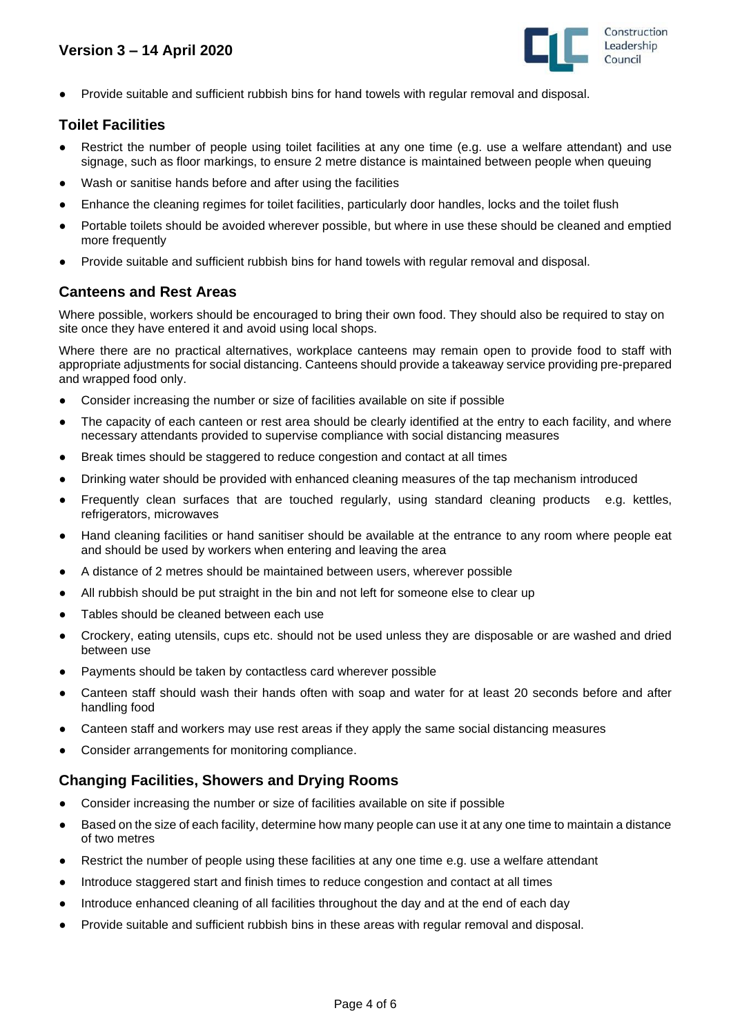- Provide suitable and sufficient rubbish bins for hand towels with regular removal and disposal.

## Toilet Facilities

- Restrict the number of people using toilet facilities at any one time (e.g. use a welfare attendant) and use signage, such as floor markings, to ensure 2 metre distance is maintained between people when queuing
- Wash or sanitise hands before and after using the facilities
- Enhance the cleaning regimes for toilet facilities, particularly door handles, locks and the toilet flush
- Portable toilets should be avoided wherever possible, but where in use these should be cleaned and emptied more frequently
- Provide suitable and sufficient rubbish bins for hand towels with regular removal and disposal.

## Canteens and Rest Areas

Where possible, workers should be encouraged to bring their own food. They should also be required to stay on site once they have entered it and avoid using local shops.

Where there are no practical alternatives, workplace canteens may remain open to provide food to staff with appropriate adjustments for social distancing. Canteens should provide a takeaway service providing pre-prepared and wrapped food only.

- Consider increasing the number or size of facilities available on site if possible
- The capacity of each canteen or rest area should be clearly identified at the entry to each facility, and where necessary attendants provided to supervise compliance with social distancing measures
- Break times should be staggered to reduce congestion and contact at all times
- Drinking water should be provided with enhanced cleaning measures of the tap mechanism introduced
- Frequently clean surfaces that are touched regularly, using standard cleaning products e.g. kettles, refrigerators, microwaves
- Hand cleaning facilities or hand sanitiser should be available at the entrance to any room where people eat and should be used by workers when entering and leaving the area
- A distance of 2 metres should be maintained between users, wherever possible
- All rubbish should be put straight in the bin and not left for someone else to clear up
- Tables should be cleaned between each use
- Crockery, eating utensils, cups etc. should not be used unless they are disposable or are washed and dried between use
- Payments should be taken by contactless card wherever possible
- Canteen staff should wash their hands often with soap and water for at least 20 seconds before and after handling food
- Canteen staff and workers may use rest areas if they apply the same social distancing measures
- Consider arrangements for monitoring compliance.

## Changing Facilities, Showers and Drying Rooms

- Consider increasing the number or size of facilities available on site if possible
- Based on the size of each facility, determine how many people can use it at any one time to maintain a distance of two metres
- Restrict the number of people using these facilities at any one time e.g. use a welfare attendant
- Introduce staggered start and finish times to reduce congestion and contact at all times
- Introduce enhanced cleaning of all facilities throughout the day and at the end of each day
- Provide suitable and sufficient rubbish bins in these areas with regular removal and disposal.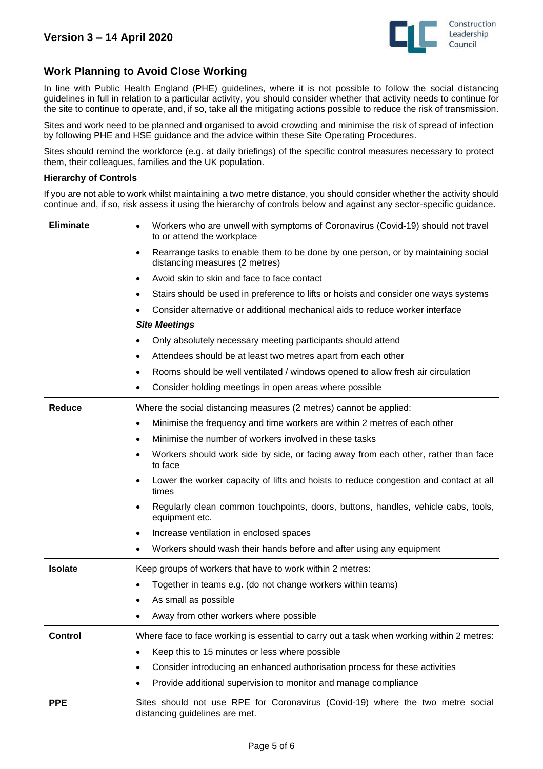## Work Planning to Avoid Close Working

In line with Public Health England (PHE) guidelines, where it is not possible to follow the social distancing guidelines in full in relation to a particular activity, you should consider whether that activity needs to continue for the site to continue to operate, and, if so, take all the mitigating actions possible to reduce the risk of transmission.

Sites and work need to be planned and organised to avoid crowding and minimise the risk of spread of infection by following PHE and HSE guidance and the advice within these Site Operating Procedures.

Sites should remind the workforce (e.g. at daily briefings) of the specific control measures necessary to protect them, their colleagues, families and the UK population.

**Hierarchy of Controls**

If you are not able to work whilst maintaining a two metre distance, you should consider whether the activity should continue and, if so, risk assess it using the hierarchy of controls below and against any sector-specific guidance.

| | |
|---|---|
| **Eliminate** | • Workers who are unwell with symptoms of Coronavirus (Covid-19) should not travel to or attend the workplace<br>• Rearrange tasks to enable them to be done by one person, or by maintaining social distancing measures (2 metres)<br>• Avoid skin to skin and face to face contact<br>• Stairs should be used in preference to lifts or hoists and consider one ways systems<br>• Consider alternative or additional mechanical aids to reduce worker interface<br>***Site Meetings***<br>• Only absolutely necessary meeting participants should attend<br>• Attendees should be at least two metres apart from each other<br>• Rooms should be well ventilated / windows opened to allow fresh air circulation<br>• Consider holding meetings in open areas where possible |
| **Reduce** | Where the social distancing measures (2 metres) cannot be applied:<br>• Minimise the frequency and time workers are within 2 metres of each other<br>• Minimise the number of workers involved in these tasks<br>• Workers should work side by side, or facing away from each other, rather than face to face<br>• Lower the worker capacity of lifts and hoists to reduce congestion and contact at all times<br>• Regularly clean common touchpoints, doors, buttons, handles, vehicle cabs, tools, equipment etc.<br>• Increase ventilation in enclosed spaces<br>• Workers should wash their hands before and after using any equipment |
| **Isolate** | Keep groups of workers that have to work within 2 metres:<br>• Together in teams e.g. (do not change workers within teams)<br>• As small as possible<br>• Away from other workers where possible |
| **Control** | Where face to face working is essential to carry out a task when working within 2 metres:<br>• Keep this to 15 minutes or less where possible<br>• Consider introducing an enhanced authorisation process for these activities<br>• Provide additional supervision to monitor and manage compliance |
| **PPE** | Sites should not use RPE for Coronavirus (Covid-19) where the two metre social distancing guidelines are met. |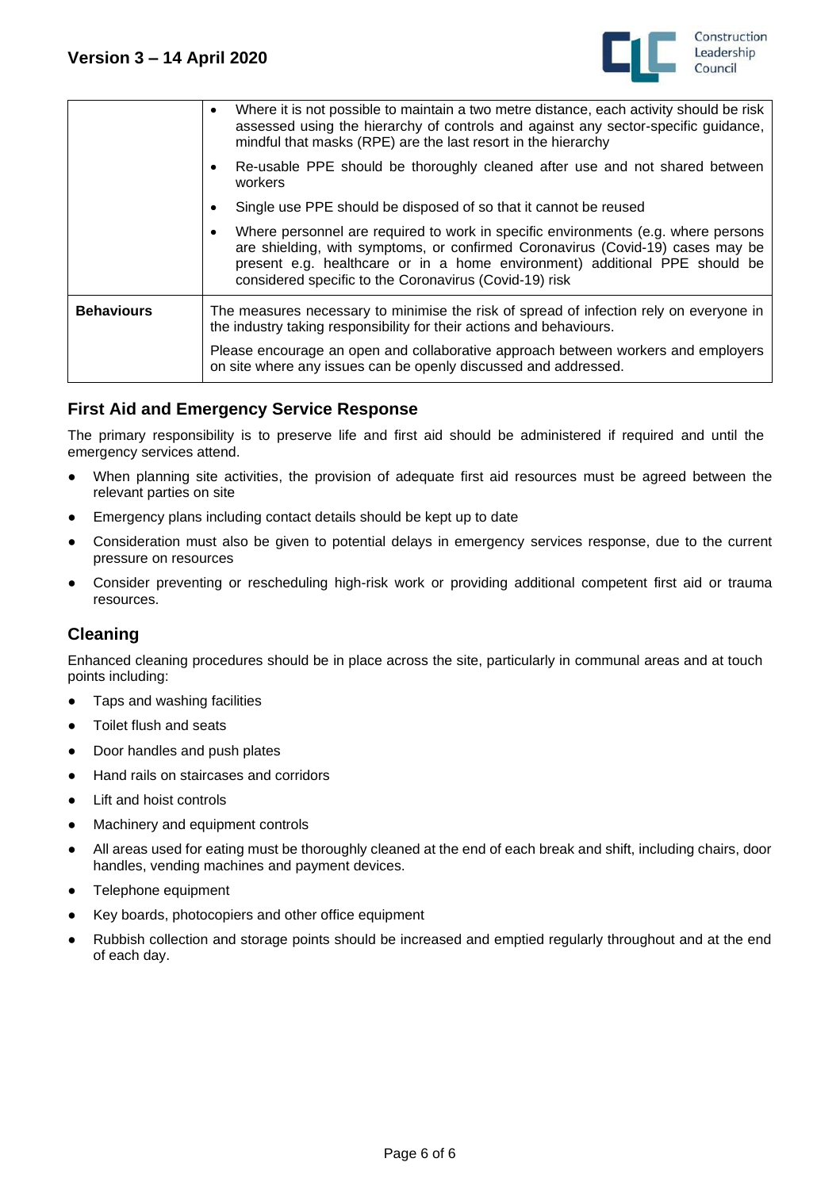| | |
|---|---|
| | • Where it is not possible to maintain a two metre distance, each activity should be risk assessed using the hierarchy of controls and against any sector-specific guidance, mindful that masks (RPE) are the last resort in the hierarchy<br>• Re-usable PPE should be thoroughly cleaned after use and not shared between workers<br>• Single use PPE should be disposed of so that it cannot be reused<br>• Where personnel are required to work in specific environments (e.g. where persons are shielding, with symptoms, or confirmed Coronavirus (Covid-19) cases may be present e.g. healthcare or in a home environment) additional PPE should be considered specific to the Coronavirus (Covid-19) risk |
| **Behaviours** | The measures necessary to minimise the risk of spread of infection rely on everyone in the industry taking responsibility for their actions and behaviours.<br>Please encourage an open and collaborative approach between workers and employers on site where any issues can be openly discussed and addressed. |

## First Aid and Emergency Service Response

The primary responsibility is to preserve life and first aid should be administered if required and until the emergency services attend.

- When planning site activities, the provision of adequate first aid resources must be agreed between the relevant parties on site
- Emergency plans including contact details should be kept up to date
- Consideration must also be given to potential delays in emergency services response, due to the current pressure on resources
- Consider preventing or rescheduling high-risk work or providing additional competent first aid or trauma resources.

## Cleaning

Enhanced cleaning procedures should be in place across the site, particularly in communal areas and at touch points including:

- Taps and washing facilities
- Toilet flush and seats
- Door handles and push plates
- Hand rails on staircases and corridors
- Lift and hoist controls
- Machinery and equipment controls
- All areas used for eating must be thoroughly cleaned at the end of each break and shift, including chairs, door handles, vending machines and payment devices.
- Telephone equipment
- Key boards, photocopiers and other office equipment
- Rubbish collection and storage points should be increased and emptied regularly throughout and at the end of each day.